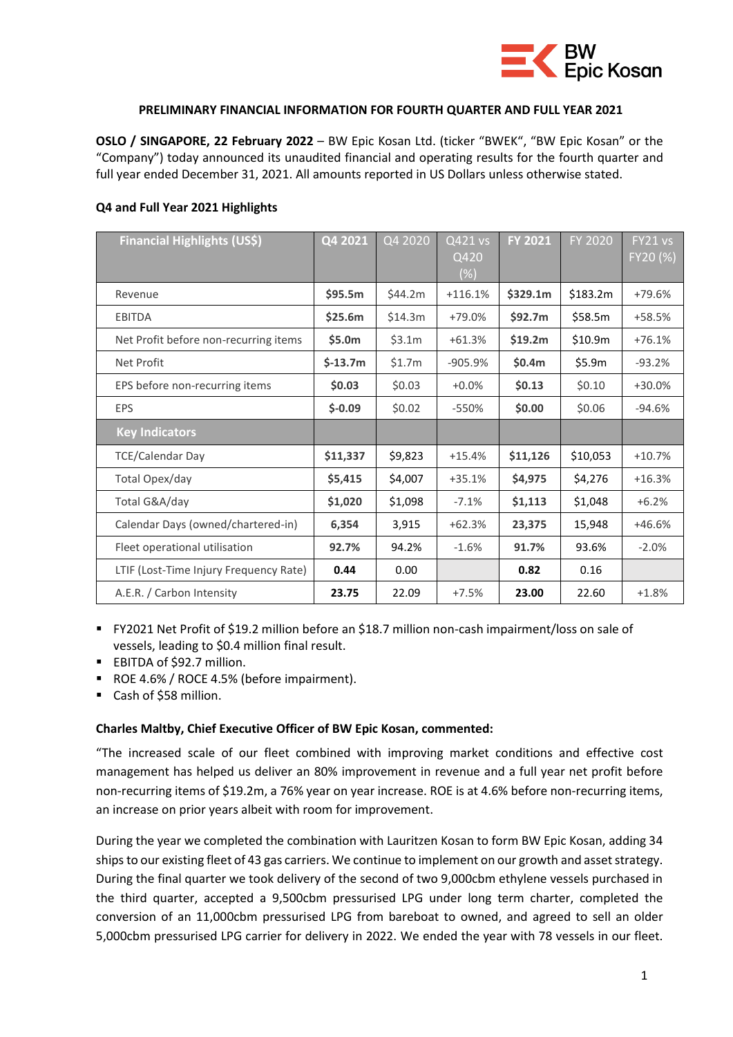**PRELIMINARY FINANCIAL INFORMATION FOR FOURTH QUARTER AND FULL YEAR 2021**

**OSLO / SINGAPORE, 22 February 2022** – BW Epic Kosan Ltd. (ticker "BWEK", "BW Epic Kosan" or the "Company") today announced its unaudited financial and operating results for the fourth quarter and full year ended December 31, 2021. All amounts reported in US Dollars unless otherwise stated.

**Q4 and Full Year 2021 Highlights**

| Financial Highlights (US$) | Q4 2021 | Q4 2020 | Q421 vs Q420 (%) | FY 2021 | FY 2020 | FY21 vs FY20 (%) |
|---|---|---|---|---|---|---|
| Revenue | **$95.5m** | $44.2m | +116.1% | **$329.1m** | $183.2m | +79.6% |
| EBITDA | **$25.6m** | $14.3m | +79.0% | **$92.7m** | $58.5m | +58.5% |
| Net Profit before non-recurring items | **$5.0m** | $3.1m | +61.3% | **$19.2m** | $10.9m | +76.1% |
| Net Profit | **$-13.7m** | $1.7m | -905.9% | **$0.4m** | $5.9m | -93.2% |
| EPS before non-recurring items | **$0.03** | $0.03 | +0.0% | **$0.13** | $0.10 | +30.0% |
| EPS | **$-0.09** | $0.02 | -550% | **$0.00** | $0.06 | -94.6% |
| **Key Indicators** | | | | | | |
| TCE/Calendar Day | **$11,337** | $9,823 | +15.4% | **$11,126** | $10,053 | +10.7% |
| Total Opex/day | **$5,415** | $4,007 | +35.1% | **$4,975** | $4,276 | +16.3% |
| Total G&A/day | **$1,020** | $1,098 | -7.1% | **$1,113** | $1,048 | +6.2% |
| Calendar Days (owned/chartered-in) | **6,354** | 3,915 | +62.3% | **23,375** | 15,948 | +46.6% |
| Fleet operational utilisation | **92.7%** | 94.2% | -1.6% | **91.7%** | 93.6% | -2.0% |
| LTIF (Lost-Time Injury Frequency Rate) | **0.44** | 0.00 | | **0.82** | 0.16 | |
| A.E.R. / Carbon Intensity | **23.75** | 22.09 | +7.5% | **23.00** | 22.60 | +1.8% |

- FY2021 Net Profit of $19.2 million before an $18.7 million non-cash impairment/loss on sale of vessels, leading to $0.4 million final result.
- EBITDA of $92.7 million.
- ROE 4.6% / ROCE 4.5% (before impairment).
- Cash of $58 million.

**Charles Maltby, Chief Executive Officer of BW Epic Kosan, commented:**

"The increased scale of our fleet combined with improving market conditions and effective cost management has helped us deliver an 80% improvement in revenue and a full year net profit before non-recurring items of $19.2m, a 76% year on year increase. ROE is at 4.6% before non-recurring items, an increase on prior years albeit with room for improvement.

During the year we completed the combination with Lauritzen Kosan to form BW Epic Kosan, adding 34 ships to our existing fleet of 43 gas carriers. We continue to implement on our growth and asset strategy. During the final quarter we took delivery of the second of two 9,000cbm ethylene vessels purchased in the third quarter, accepted a 9,500cbm pressurised LPG under long term charter, completed the conversion of an 11,000cbm pressurised LPG from bareboat to owned, and agreed to sell an older 5,000cbm pressurised LPG carrier for delivery in 2022. We ended the year with 78 vessels in our fleet.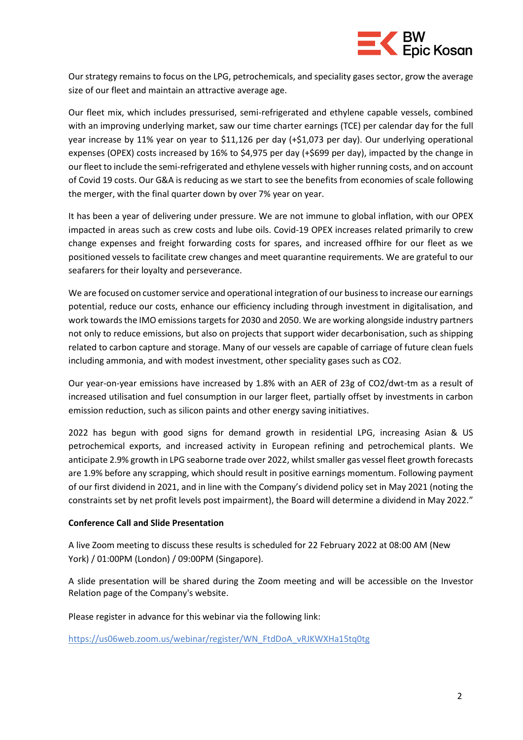Our strategy remains to focus on the LPG, petrochemicals, and speciality gases sector, grow the average size of our fleet and maintain an attractive average age.

Our fleet mix, which includes pressurised, semi-refrigerated and ethylene capable vessels, combined with an improving underlying market, saw our time charter earnings (TCE) per calendar day for the full year increase by 11% year on year to $11,126 per day (+$1,073 per day). Our underlying operational expenses (OPEX) costs increased by 16% to $4,975 per day (+$699 per day), impacted by the change in our fleet to include the semi-refrigerated and ethylene vessels with higher running costs, and on account of Covid 19 costs. Our G&A is reducing as we start to see the benefits from economies of scale following the merger, with the final quarter down by over 7% year on year.

It has been a year of delivering under pressure. We are not immune to global inflation, with our OPEX impacted in areas such as crew costs and lube oils. Covid-19 OPEX increases related primarily to crew change expenses and freight forwarding costs for spares, and increased offhire for our fleet as we positioned vessels to facilitate crew changes and meet quarantine requirements. We are grateful to our seafarers for their loyalty and perseverance.

We are focused on customer service and operational integration of our business to increase our earnings potential, reduce our costs, enhance our efficiency including through investment in digitalisation, and work towards the IMO emissions targets for 2030 and 2050. We are working alongside industry partners not only to reduce emissions, but also on projects that support wider decarbonisation, such as shipping related to carbon capture and storage. Many of our vessels are capable of carriage of future clean fuels including ammonia, and with modest investment, other speciality gases such as $CO_2$.

Our year-on-year emissions have increased by 1.8% with an AER of 23g of $CO_2$/dwt-tm as a result of increased utilisation and fuel consumption in our larger fleet, partially offset by investments in carbon emission reduction, such as silicon paints and other energy saving initiatives.

2022 has begun with good signs for demand growth in residential LPG, increasing Asian & US petrochemical exports, and increased activity in European refining and petrochemical plants. We anticipate 2.9% growth in LPG seaborne trade over 2022, whilst smaller gas vessel fleet growth forecasts are 1.9% before any scrapping, which should result in positive earnings momentum. Following payment of our first dividend in 2021, and in line with the Company's dividend policy set in May 2021 (noting the constraints set by net profit levels post impairment), the Board will determine a dividend in May 2022."

**Conference Call and Slide Presentation**

A live Zoom meeting to discuss these results is scheduled for 22 February 2022 at 08:00 AM (New York) / 01:00PM (London) / 09:00PM (Singapore).

A slide presentation will be shared during the Zoom meeting and will be accessible on the Investor Relation page of the Company's website.

Please register in advance for this webinar via the following link:

https://us06web.zoom.us/webinar/register/WN_FtdDoA_vRJKWXHa15tq0tg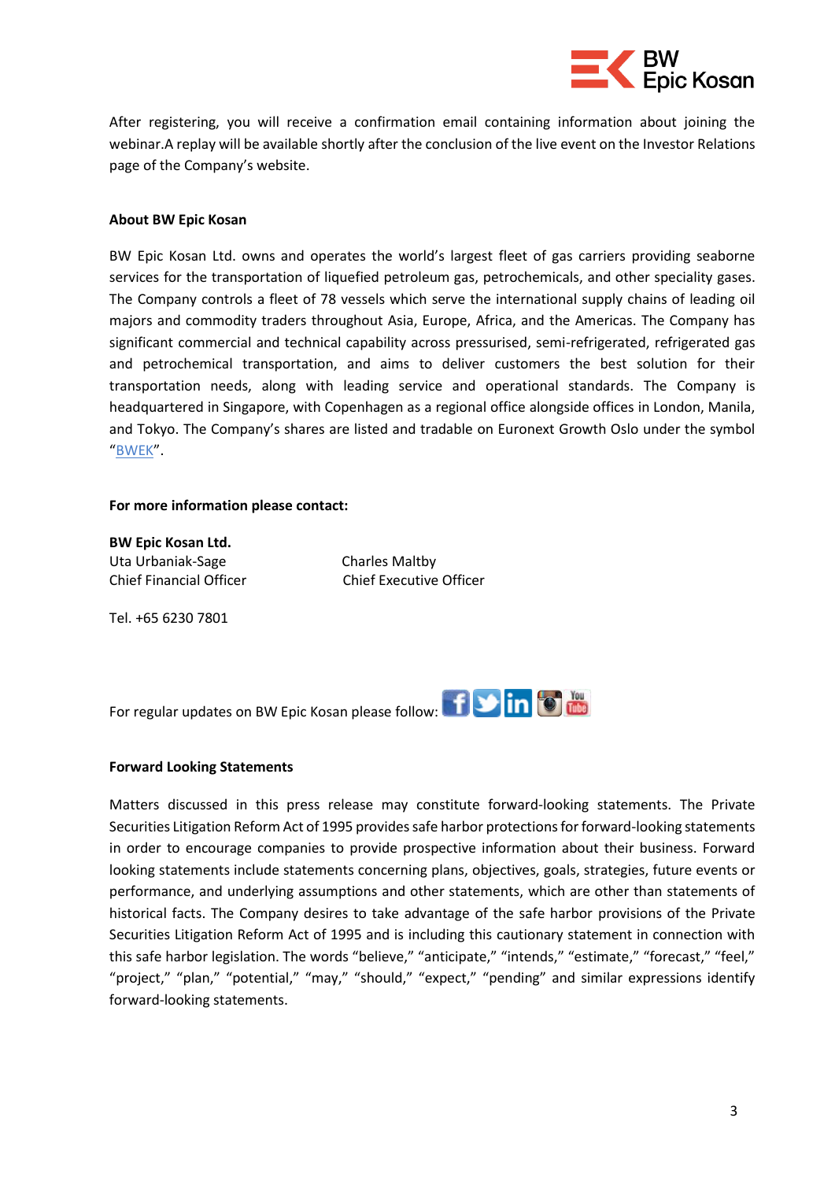After registering, you will receive a confirmation email containing information about joining the webinar.A replay will be available shortly after the conclusion of the live event on the Investor Relations page of the Company's website.

**About BW Epic Kosan**

BW Epic Kosan Ltd. owns and operates the world's largest fleet of gas carriers providing seaborne services for the transportation of liquefied petroleum gas, petrochemicals, and other speciality gases. The Company controls a fleet of 78 vessels which serve the international supply chains of leading oil majors and commodity traders throughout Asia, Europe, Africa, and the Americas. The Company has significant commercial and technical capability across pressurised, semi-refrigerated, refrigerated gas and petrochemical transportation, and aims to deliver customers the best solution for their transportation needs, along with leading service and operational standards. The Company is headquartered in Singapore, with Copenhagen as a regional office alongside offices in London, Manila, and Tokyo. The Company's shares are listed and tradable on Euronext Growth Oslo under the symbol "BWEK".

**For more information please contact:**

**BW Epic Kosan Ltd.**

Uta Urbaniak-Sage
Chief Financial Officer

Charles Maltby
Chief Executive Officer

Tel. +65 6230 7801

For regular updates on BW Epic Kosan please follow:

**Forward Looking Statements**

Matters discussed in this press release may constitute forward-looking statements. The Private Securities Litigation Reform Act of 1995 provides safe harbor protections for forward-looking statements in order to encourage companies to provide prospective information about their business. Forward looking statements include statements concerning plans, objectives, goals, strategies, future events or performance, and underlying assumptions and other statements, which are other than statements of historical facts. The Company desires to take advantage of the safe harbor provisions of the Private Securities Litigation Reform Act of 1995 and is including this cautionary statement in connection with this safe harbor legislation. The words "believe," "anticipate," "intends," "estimate," "forecast," "feel," "project," "plan," "potential," "may," "should," "expect," "pending" and similar expressions identify forward-looking statements.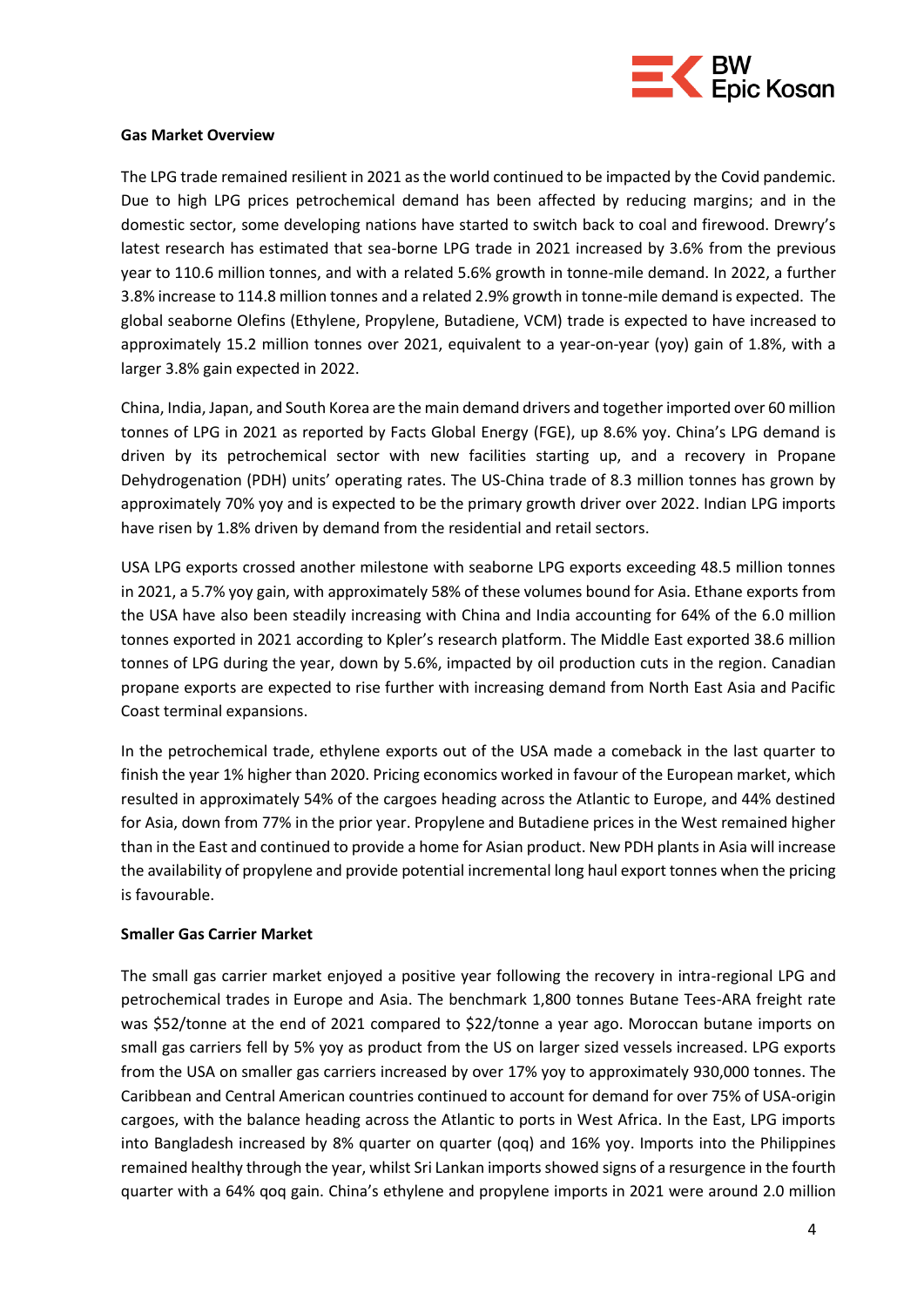**Gas Market Overview**

The LPG trade remained resilient in 2021 as the world continued to be impacted by the Covid pandemic. Due to high LPG prices petrochemical demand has been affected by reducing margins; and in the domestic sector, some developing nations have started to switch back to coal and firewood. Drewry's latest research has estimated that sea-borne LPG trade in 2021 increased by 3.6% from the previous year to 110.6 million tonnes, and with a related 5.6% growth in tonne-mile demand. In 2022, a further 3.8% increase to 114.8 million tonnes and a related 2.9% growth in tonne-mile demand is expected. The global seaborne Olefins (Ethylene, Propylene, Butadiene, VCM) trade is expected to have increased to approximately 15.2 million tonnes over 2021, equivalent to a year-on-year (yoy) gain of 1.8%, with a larger 3.8% gain expected in 2022.

China, India, Japan, and South Korea are the main demand drivers and together imported over 60 million tonnes of LPG in 2021 as reported by Facts Global Energy (FGE), up 8.6% yoy. China's LPG demand is driven by its petrochemical sector with new facilities starting up, and a recovery in Propane Dehydrogenation (PDH) units' operating rates. The US-China trade of 8.3 million tonnes has grown by approximately 70% yoy and is expected to be the primary growth driver over 2022. Indian LPG imports have risen by 1.8% driven by demand from the residential and retail sectors.

USA LPG exports crossed another milestone with seaborne LPG exports exceeding 48.5 million tonnes in 2021, a 5.7% yoy gain, with approximately 58% of these volumes bound for Asia. Ethane exports from the USA have also been steadily increasing with China and India accounting for 64% of the 6.0 million tonnes exported in 2021 according to Kpler's research platform. The Middle East exported 38.6 million tonnes of LPG during the year, down by 5.6%, impacted by oil production cuts in the region. Canadian propane exports are expected to rise further with increasing demand from North East Asia and Pacific Coast terminal expansions.

In the petrochemical trade, ethylene exports out of the USA made a comeback in the last quarter to finish the year 1% higher than 2020. Pricing economics worked in favour of the European market, which resulted in approximately 54% of the cargoes heading across the Atlantic to Europe, and 44% destined for Asia, down from 77% in the prior year. Propylene and Butadiene prices in the West remained higher than in the East and continued to provide a home for Asian product. New PDH plants in Asia will increase the availability of propylene and provide potential incremental long haul export tonnes when the pricing is favourable.

**Smaller Gas Carrier Market**

The small gas carrier market enjoyed a positive year following the recovery in intra-regional LPG and petrochemical trades in Europe and Asia. The benchmark 1,800 tonnes Butane Tees-ARA freight rate was $52/tonne at the end of 2021 compared to $22/tonne a year ago. Moroccan butane imports on small gas carriers fell by 5% yoy as product from the US on larger sized vessels increased. LPG exports from the USA on smaller gas carriers increased by over 17% yoy to approximately 930,000 tonnes. The Caribbean and Central American countries continued to account for demand for over 75% of USA-origin cargoes, with the balance heading across the Atlantic to ports in West Africa. In the East, LPG imports into Bangladesh increased by 8% quarter on quarter (qoq) and 16% yoy. Imports into the Philippines remained healthy through the year, whilst Sri Lankan imports showed signs of a resurgence in the fourth quarter with a 64% qoq gain. China's ethylene and propylene imports in 2021 were around 2.0 million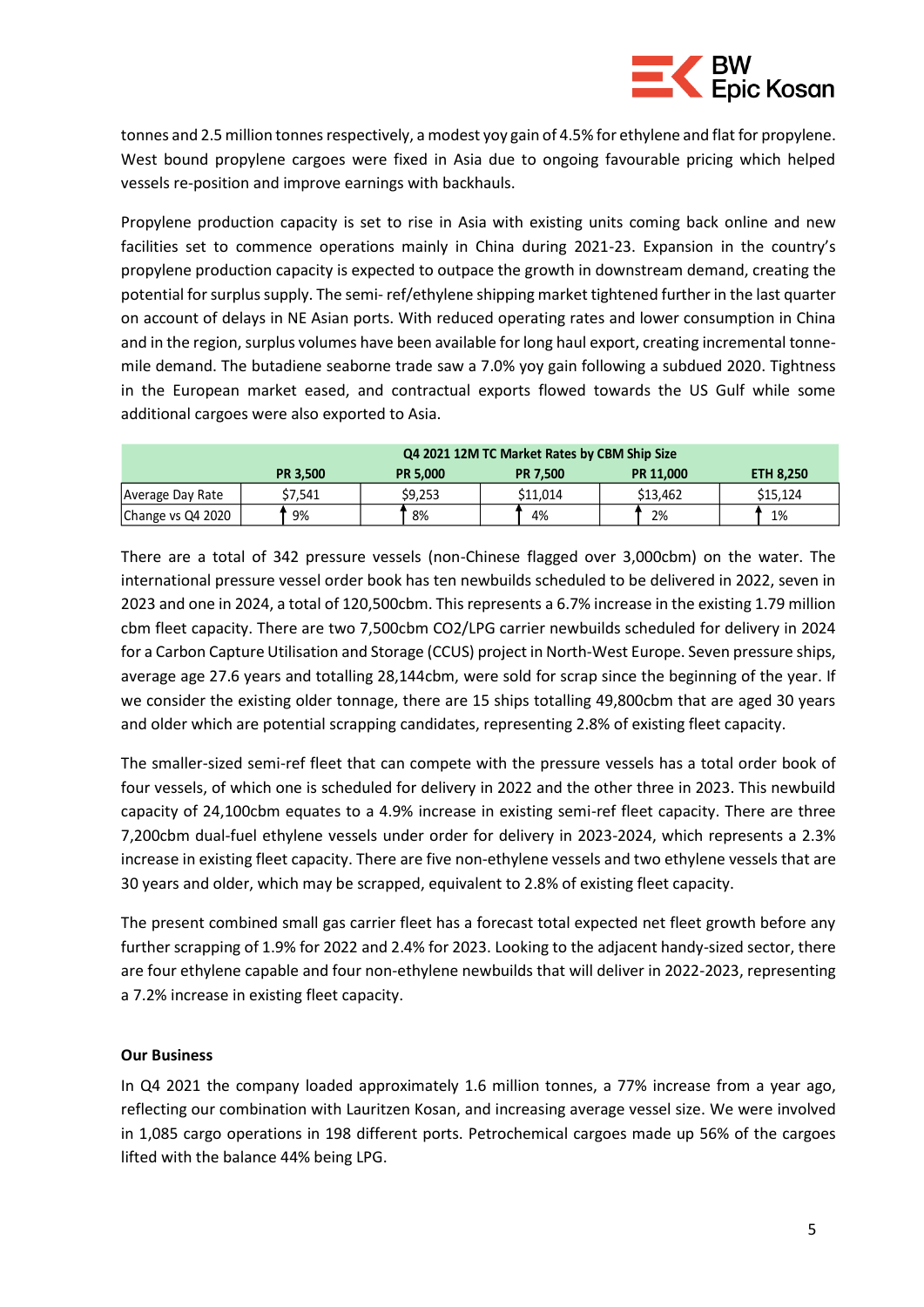tonnes and 2.5 million tonnes respectively, a modest yoy gain of 4.5% for ethylene and flat for propylene. West bound propylene cargoes were fixed in Asia due to ongoing favourable pricing which helped vessels re-position and improve earnings with backhauls.

Propylene production capacity is set to rise in Asia with existing units coming back online and new facilities set to commence operations mainly in China during 2021-23. Expansion in the country's propylene production capacity is expected to outpace the growth in downstream demand, creating the potential for surplus supply. The semi- ref/ethylene shipping market tightened further in the last quarter on account of delays in NE Asian ports. With reduced operating rates and lower consumption in China and in the region, surplus volumes have been available for long haul export, creating incremental tonne-mile demand. The butadiene seaborne trade saw a 7.0% yoy gain following a subdued 2020. Tightness in the European market eased, and contractual exports flowed towards the US Gulf while some additional cargoes were also exported to Asia.

| Q4 2021 12M TC Market Rates by CBM Ship Size | | | | | |
|---|---|---|---|---|---|
| | PR 3,500 | PR 5,000 | PR 7,500 | PR 11,000 | ETH 8,250 |
| Average Day Rate | $7,541 | $9,253 | $11,014 | $13,462 | $15,124 |
| Change vs Q4 2020 | ↑ 9% | ↑ 8% | ↑ 4% | ↑ 2% | ↑ 1% |

There are a total of 342 pressure vessels (non-Chinese flagged over 3,000cbm) on the water. The international pressure vessel order book has ten newbuilds scheduled to be delivered in 2022, seven in 2023 and one in 2024, a total of 120,500cbm. This represents a 6.7% increase in the existing 1.79 million cbm fleet capacity. There are two 7,500cbm $CO_2$/LPG carrier newbuilds scheduled for delivery in 2024 for a Carbon Capture Utilisation and Storage (CCUS) project in North-West Europe. Seven pressure ships, average age 27.6 years and totalling 28,144cbm, were sold for scrap since the beginning of the year. If we consider the existing older tonnage, there are 15 ships totalling 49,800cbm that are aged 30 years and older which are potential scrapping candidates, representing 2.8% of existing fleet capacity.

The smaller-sized semi-ref fleet that can compete with the pressure vessels has a total order book of four vessels, of which one is scheduled for delivery in 2022 and the other three in 2023. This newbuild capacity of 24,100cbm equates to a 4.9% increase in existing semi-ref fleet capacity. There are three 7,200cbm dual-fuel ethylene vessels under order for delivery in 2023-2024, which represents a 2.3% increase in existing fleet capacity. There are five non-ethylene vessels and two ethylene vessels that are 30 years and older, which may be scrapped, equivalent to 2.8% of existing fleet capacity.

The present combined small gas carrier fleet has a forecast total expected net fleet growth before any further scrapping of 1.9% for 2022 and 2.4% for 2023. Looking to the adjacent handy-sized sector, there are four ethylene capable and four non-ethylene newbuilds that will deliver in 2022-2023, representing a 7.2% increase in existing fleet capacity.

**Our Business**

In Q4 2021 the company loaded approximately 1.6 million tonnes, a 77% increase from a year ago, reflecting our combination with Lauritzen Kosan, and increasing average vessel size. We were involved in 1,085 cargo operations in 198 different ports. Petrochemical cargoes made up 56% of the cargoes lifted with the balance 44% being LPG.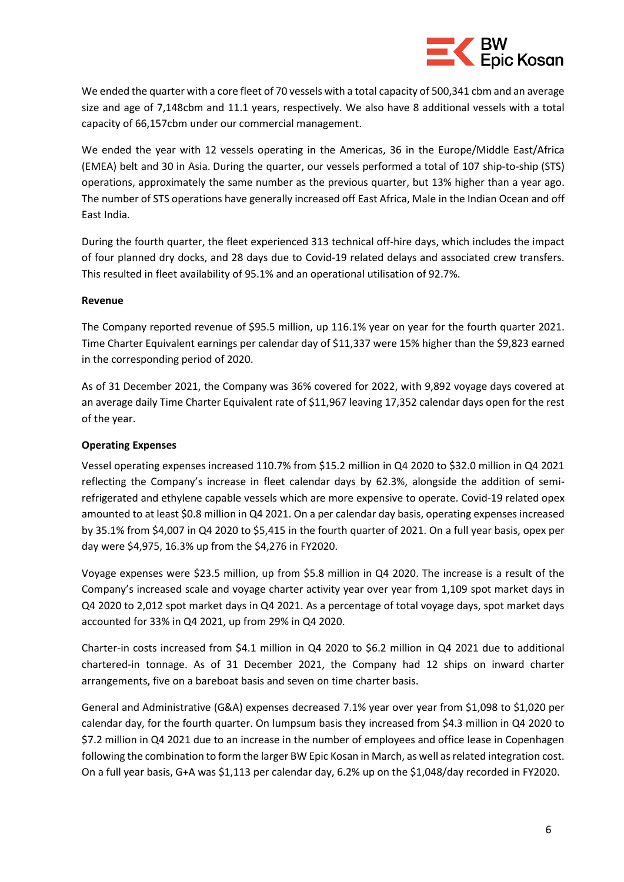We ended the quarter with a core fleet of 70 vessels with a total capacity of 500,341 cbm and an average size and age of 7,148cbm and 11.1 years, respectively. We also have 8 additional vessels with a total capacity of 66,157cbm under our commercial management.

We ended the year with 12 vessels operating in the Americas, 36 in the Europe/Middle East/Africa (EMEA) belt and 30 in Asia. During the quarter, our vessels performed a total of 107 ship-to-ship (STS) operations, approximately the same number as the previous quarter, but 13% higher than a year ago. The number of STS operations have generally increased off East Africa, Male in the Indian Ocean and off East India.

During the fourth quarter, the fleet experienced 313 technical off-hire days, which includes the impact of four planned dry docks, and 28 days due to Covid-19 related delays and associated crew transfers. This resulted in fleet availability of 95.1% and an operational utilisation of 92.7%.

**Revenue**

The Company reported revenue of $95.5 million, up 116.1% year on year for the fourth quarter 2021. Time Charter Equivalent earnings per calendar day of $11,337 were 15% higher than the $9,823 earned in the corresponding period of 2020.

As of 31 December 2021, the Company was 36% covered for 2022, with 9,892 voyage days covered at an average daily Time Charter Equivalent rate of $11,967 leaving 17,352 calendar days open for the rest of the year.

**Operating Expenses**

Vessel operating expenses increased 110.7% from $15.2 million in Q4 2020 to $32.0 million in Q4 2021 reflecting the Company's increase in fleet calendar days by 62.3%, alongside the addition of semi-refrigerated and ethylene capable vessels which are more expensive to operate. Covid-19 related opex amounted to at least $0.8 million in Q4 2021. On a per calendar day basis, operating expenses increased by 35.1% from $4,007 in Q4 2020 to $5,415 in the fourth quarter of 2021. On a full year basis, opex per day were $4,975, 16.3% up from the $4,276 in FY2020.

Voyage expenses were $23.5 million, up from $5.8 million in Q4 2020. The increase is a result of the Company's increased scale and voyage charter activity year over year from 1,109 spot market days in Q4 2020 to 2,012 spot market days in Q4 2021. As a percentage of total voyage days, spot market days accounted for 33% in Q4 2021, up from 29% in Q4 2020.

Charter-in costs increased from $4.1 million in Q4 2020 to $6.2 million in Q4 2021 due to additional chartered-in tonnage. As of 31 December 2021, the Company had 12 ships on inward charter arrangements, five on a bareboat basis and seven on time charter basis.

General and Administrative (G&A) expenses decreased 7.1% year over year from $1,098 to $1,020 per calendar day, for the fourth quarter. On lumpsum basis they increased from $4.3 million in Q4 2020 to $7.2 million in Q4 2021 due to an increase in the number of employees and office lease in Copenhagen following the combination to form the larger BW Epic Kosan in March, as well as related integration cost. On a full year basis, G+A was $1,113 per calendar day, 6.2% up on the $1,048/day recorded in FY2020.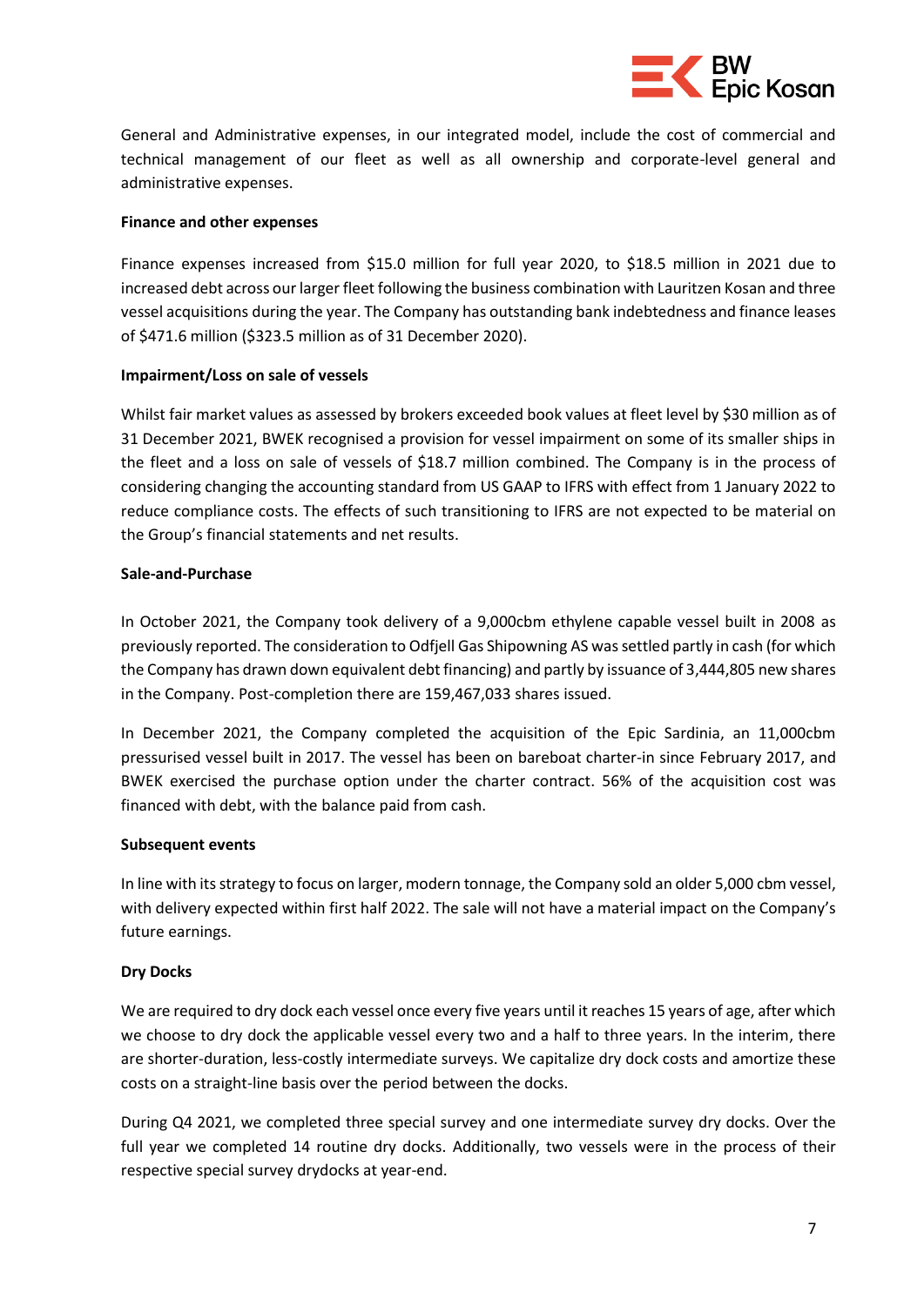General and Administrative expenses, in our integrated model, include the cost of commercial and technical management of our fleet as well as all ownership and corporate-level general and administrative expenses.

**Finance and other expenses**

Finance expenses increased from $15.0 million for full year 2020, to $18.5 million in 2021 due to increased debt across our larger fleet following the business combination with Lauritzen Kosan and three vessel acquisitions during the year. The Company has outstanding bank indebtedness and finance leases of $471.6 million ($323.5 million as of 31 December 2020).

**Impairment/Loss on sale of vessels**

Whilst fair market values as assessed by brokers exceeded book values at fleet level by $30 million as of 31 December 2021, BWEK recognised a provision for vessel impairment on some of its smaller ships in the fleet and a loss on sale of vessels of $18.7 million combined. The Company is in the process of considering changing the accounting standard from US GAAP to IFRS with effect from 1 January 2022 to reduce compliance costs. The effects of such transitioning to IFRS are not expected to be material on the Group's financial statements and net results.

**Sale-and-Purchase**

In October 2021, the Company took delivery of a 9,000cbm ethylene capable vessel built in 2008 as previously reported. The consideration to Odfjell Gas Shipowning AS was settled partly in cash (for which the Company has drawn down equivalent debt financing) and partly by issuance of 3,444,805 new shares in the Company. Post-completion there are 159,467,033 shares issued.

In December 2021, the Company completed the acquisition of the Epic Sardinia, an 11,000cbm pressurised vessel built in 2017. The vessel has been on bareboat charter-in since February 2017, and BWEK exercised the purchase option under the charter contract. 56% of the acquisition cost was financed with debt, with the balance paid from cash.

**Subsequent events**

In line with its strategy to focus on larger, modern tonnage, the Company sold an older 5,000 cbm vessel, with delivery expected within first half 2022. The sale will not have a material impact on the Company's future earnings.

**Dry Docks**

We are required to dry dock each vessel once every five years until it reaches 15 years of age, after which we choose to dry dock the applicable vessel every two and a half to three years. In the interim, there are shorter-duration, less-costly intermediate surveys. We capitalize dry dock costs and amortize these costs on a straight-line basis over the period between the docks.

During Q4 2021, we completed three special survey and one intermediate survey dry docks. Over the full year we completed 14 routine dry docks. Additionally, two vessels were in the process of their respective special survey drydocks at year-end.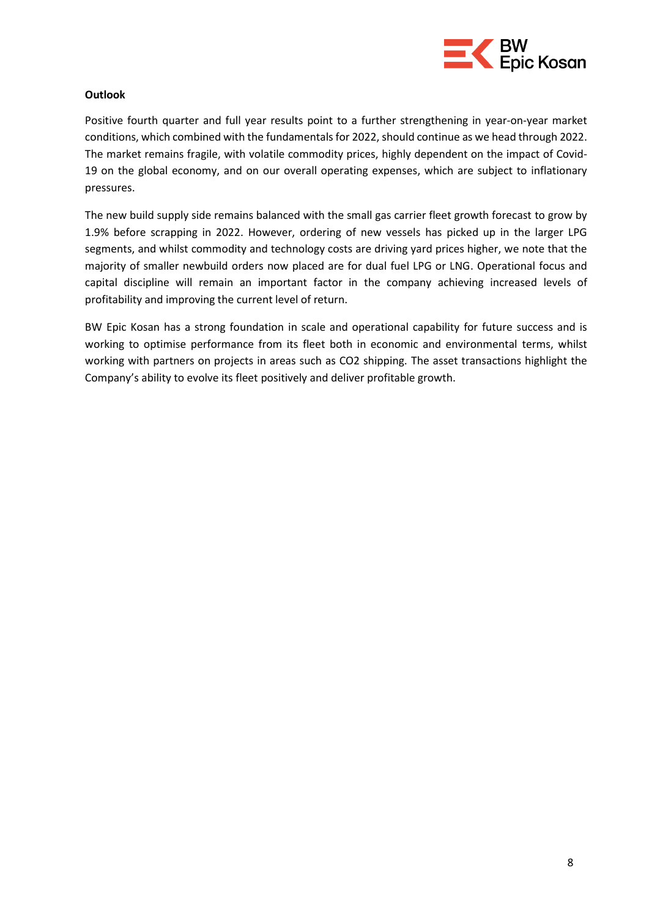**Outlook**

Positive fourth quarter and full year results point to a further strengthening in year-on-year market conditions, which combined with the fundamentals for 2022, should continue as we head through 2022. The market remains fragile, with volatile commodity prices, highly dependent on the impact of Covid-19 on the global economy, and on our overall operating expenses, which are subject to inflationary pressures.

The new build supply side remains balanced with the small gas carrier fleet growth forecast to grow by 1.9% before scrapping in 2022. However, ordering of new vessels has picked up in the larger LPG segments, and whilst commodity and technology costs are driving yard prices higher, we note that the majority of smaller newbuild orders now placed are for dual fuel LPG or LNG. Operational focus and capital discipline will remain an important factor in the company achieving increased levels of profitability and improving the current level of return.

BW Epic Kosan has a strong foundation in scale and operational capability for future success and is working to optimise performance from its fleet both in economic and environmental terms, whilst working with partners on projects in areas such as CO2 shipping. The asset transactions highlight the Company's ability to evolve its fleet positively and deliver profitable growth.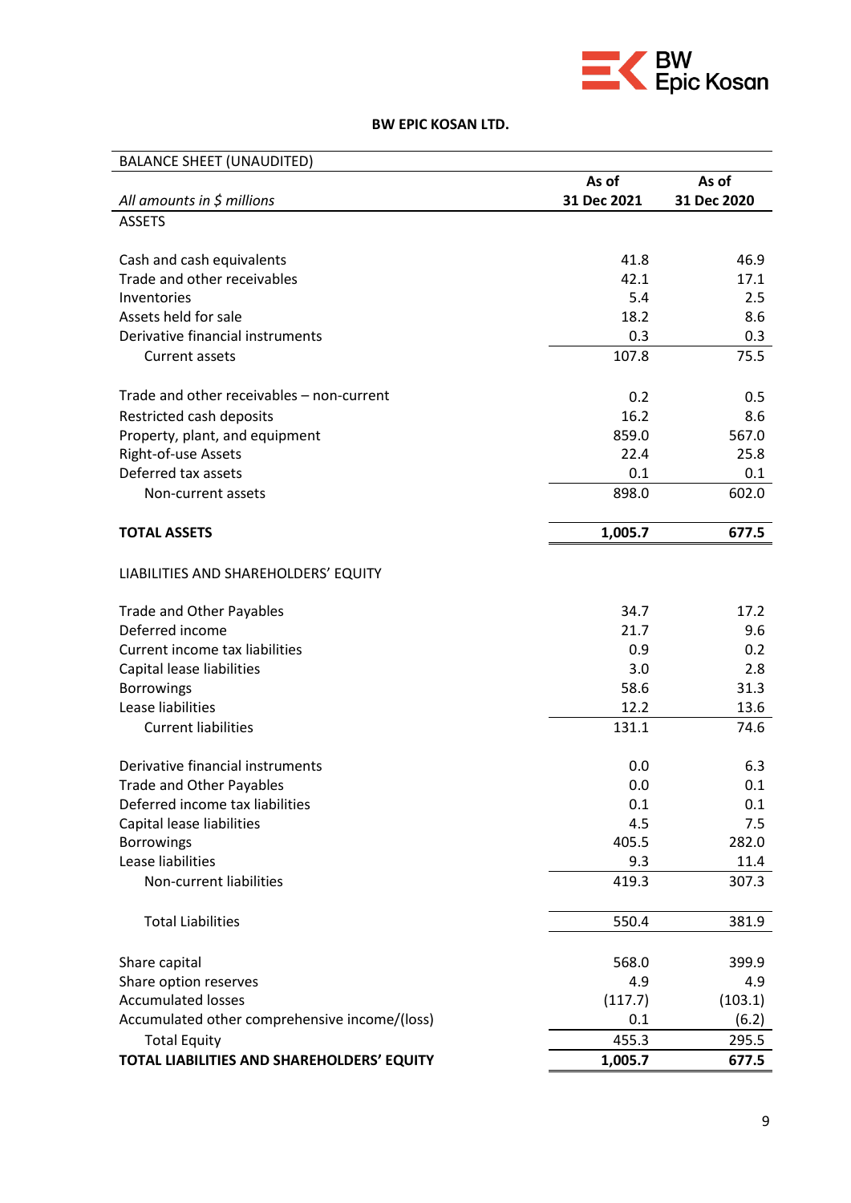# BW EPIC KOSAN LTD.

| BALANCE SHEET (UNAUDITED) | | |
|---|---|---|
| *All amounts in $ millions* | **As of 31 Dec 2021** | **As of 31 Dec 2020** |
| ASSETS | | |
| Cash and cash equivalents | 41.8 | 46.9 |
| Trade and other receivables | 42.1 | 17.1 |
| Inventories | 5.4 | 2.5 |
| Assets held for sale | 18.2 | 8.6 |
| Derivative financial instruments | 0.3 | 0.3 |
| Current assets | 107.8 | 75.5 |
| Trade and other receivables – non-current | 0.2 | 0.5 |
| Restricted cash deposits | 16.2 | 8.6 |
| Property, plant, and equipment | 859.0 | 567.0 |
| Right-of-use Assets | 22.4 | 25.8 |
| Deferred tax assets | 0.1 | 0.1 |
| Non-current assets | 898.0 | 602.0 |
| **TOTAL ASSETS** | **1,005.7** | **677.5** |
| LIABILITIES AND SHAREHOLDERS' EQUITY | | |
| Trade and Other Payables | 34.7 | 17.2 |
| Deferred income | 21.7 | 9.6 |
| Current income tax liabilities | 0.9 | 0.2 |
| Capital lease liabilities | 3.0 | 2.8 |
| Borrowings | 58.6 | 31.3 |
| Lease liabilities | 12.2 | 13.6 |
| Current liabilities | 131.1 | 74.6 |
| Derivative financial instruments | 0.0 | 6.3 |
| Trade and Other Payables | 0.0 | 0.1 |
| Deferred income tax liabilities | 0.1 | 0.1 |
| Capital lease liabilities | 4.5 | 7.5 |
| Borrowings | 405.5 | 282.0 |
| Lease liabilities | 9.3 | 11.4 |
| Non-current liabilities | 419.3 | 307.3 |
| Total Liabilities | 550.4 | 381.9 |
| Share capital | 568.0 | 399.9 |
| Share option reserves | 4.9 | 4.9 |
| Accumulated losses | (117.7) | (103.1) |
| Accumulated other comprehensive income/(loss) | 0.1 | (6.2) |
| Total Equity | 455.3 | 295.5 |
| **TOTAL LIABILITIES AND SHAREHOLDERS' EQUITY** | **1,005.7** | **677.5** |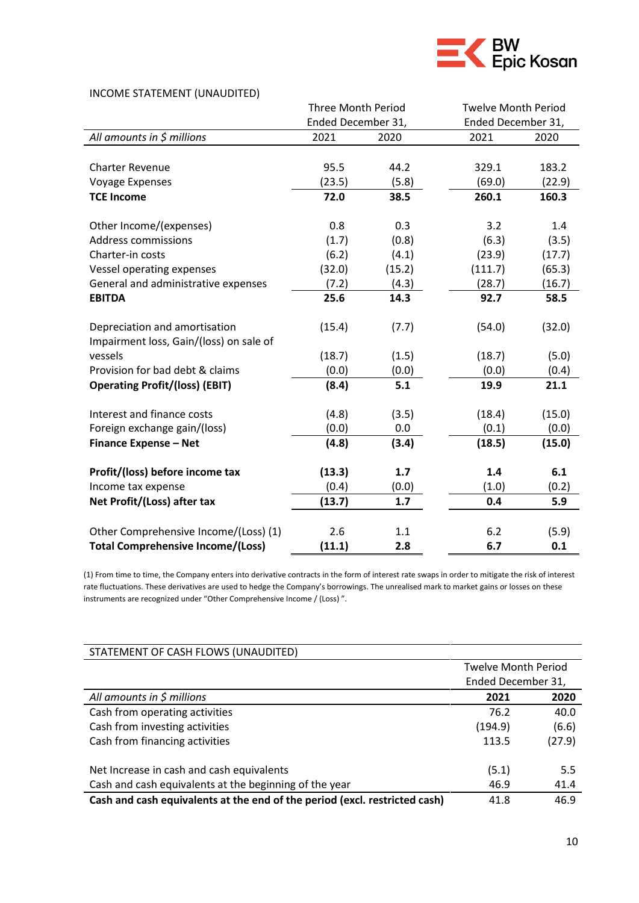INCOME STATEMENT (UNAUDITED)

| *All amounts in $ millions* | Three Month Period Ended December 31, 2021 | Three Month Period Ended December 31, 2020 | Twelve Month Period Ended December 31, 2021 | Twelve Month Period Ended December 31, 2020 |
|---|---|---|---|---|
| Charter Revenue | 95.5 | 44.2 | 329.1 | 183.2 |
| Voyage Expenses | (23.5) | (5.8) | (69.0) | (22.9) |
| **TCE Income** | **72.0** | **38.5** | **260.1** | **160.3** |
| Other Income/(expenses) | 0.8 | 0.3 | 3.2 | 1.4 |
| Address commissions | (1.7) | (0.8) | (6.3) | (3.5) |
| Charter-in costs | (6.2) | (4.1) | (23.9) | (17.7) |
| Vessel operating expenses | (32.0) | (15.2) | (111.7) | (65.3) |
| General and administrative expenses | (7.2) | (4.3) | (28.7) | (16.7) |
| **EBITDA** | **25.6** | **14.3** | **92.7** | **58.5** |
| Depreciation and amortisation | (15.4) | (7.7) | (54.0) | (32.0) |
| Impairment loss, Gain/(loss) on sale of vessels | (18.7) | (1.5) | (18.7) | (5.0) |
| Provision for bad debt & claims | (0.0) | (0.0) | (0.0) | (0.4) |
| **Operating Profit/(loss) (EBIT)** | **(8.4)** | **5.1** | **19.9** | **21.1** |
| Interest and finance costs | (4.8) | (3.5) | (18.4) | (15.0) |
| Foreign exchange gain/(loss) | (0.0) | 0.0 | (0.1) | (0.0) |
| **Finance Expense – Net** | **(4.8)** | **(3.4)** | **(18.5)** | **(15.0)** |
| **Profit/(loss) before income tax** | **(13.3)** | **1.7** | **1.4** | **6.1** |
| Income tax expense | (0.4) | (0.0) | (1.0) | (0.2) |
| **Net Profit/(Loss) after tax** | **(13.7)** | **1.7** | **0.4** | **5.9** |
| Other Comprehensive Income/(Loss) (1) | 2.6 | 1.1 | 6.2 | (5.9) |
| **Total Comprehensive Income/(Loss)** | **(11.1)** | **2.8** | **6.7** | **0.1** |

(1) From time to time, the Company enters into derivative contracts in the form of interest rate swaps in order to mitigate the risk of interest rate fluctuations. These derivatives are used to hedge the Company's borrowings. The unrealised mark to market gains or losses on these instruments are recognized under "Other Comprehensive Income / (Loss) ".

STATEMENT OF CASH FLOWS (UNAUDITED)

| *All amounts in $ millions* | Twelve Month Period Ended December 31, **2021** | Twelve Month Period Ended December 31, **2020** |
|---|---|---|
| Cash from operating activities | 76.2 | 40.0 |
| Cash from investing activities | (194.9) | (6.6) |
| Cash from financing activities | 113.5 | (27.9) |
| Net Increase in cash and cash equivalents | (5.1) | 5.5 |
| Cash and cash equivalents at the beginning of the year | 46.9 | 41.4 |
| **Cash and cash equivalents at the end of the period (excl. restricted cash)** | 41.8 | 46.9 |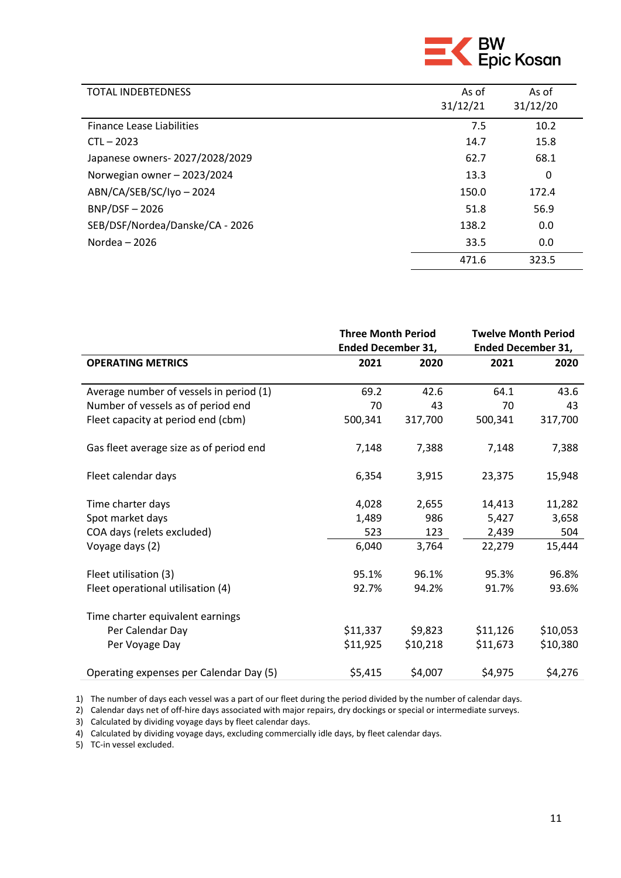| TOTAL INDEBTEDNESS | As of 31/12/21 | As of 31/12/20 |
|---|---|---|
| Finance Lease Liabilities | 7.5 | 10.2 |
| CTL – 2023 | 14.7 | 15.8 |
| Japanese owners- 2027/2028/2029 | 62.7 | 68.1 |
| Norwegian owner – 2023/2024 | 13.3 | 0 |
| ABN/CA/SEB/SC/Iyo – 2024 | 150.0 | 172.4 |
| BNP/DSF – 2026 | 51.8 | 56.9 |
| SEB/DSF/Nordea/Danske/CA - 2026 | 138.2 | 0.0 |
| Nordea – 2026 | 33.5 | 0.0 |
| | 471.6 | 323.5 |

| | Three Month Period Ended December 31, | | Twelve Month Period Ended December 31, | |
|---|---|---|---|---|
| **OPERATING METRICS** | **2021** | **2020** | **2021** | **2020** |
| Average number of vessels in period (1) | 69.2 | 42.6 | 64.1 | 43.6 |
| Number of vessels as of period end | 70 | 43 | 70 | 43 |
| Fleet capacity at period end (cbm) | 500,341 | 317,700 | 500,341 | 317,700 |
| Gas fleet average size as of period end | 7,148 | 7,388 | 7,148 | 7,388 |
| Fleet calendar days | 6,354 | 3,915 | 23,375 | 15,948 |
| Time charter days | 4,028 | 2,655 | 14,413 | 11,282 |
| Spot market days | 1,489 | 986 | 5,427 | 3,658 |
| COA days (relets excluded) | 523 | 123 | 2,439 | 504 |
| Voyage days (2) | 6,040 | 3,764 | 22,279 | 15,444 |
| Fleet utilisation (3) | 95.1% | 96.1% | 95.3% | 96.8% |
| Fleet operational utilisation (4) | 92.7% | 94.2% | 91.7% | 93.6% |
| Time charter equivalent earnings | | | | |
| Per Calendar Day | $11,337 | $9,823 | $11,126 | $10,053 |
| Per Voyage Day | $11,925 | $10,218 | $11,673 | $10,380 |
| Operating expenses per Calendar Day (5) | $5,415 | $4,007 | $4,975 | $4,276 |

1) The number of days each vessel was a part of our fleet during the period divided by the number of calendar days.
2) Calendar days net of off-hire days associated with major repairs, dry dockings or special or intermediate surveys.
3) Calculated by dividing voyage days by fleet calendar days.
4) Calculated by dividing voyage days, excluding commercially idle days, by fleet calendar days.
5) TC-in vessel excluded.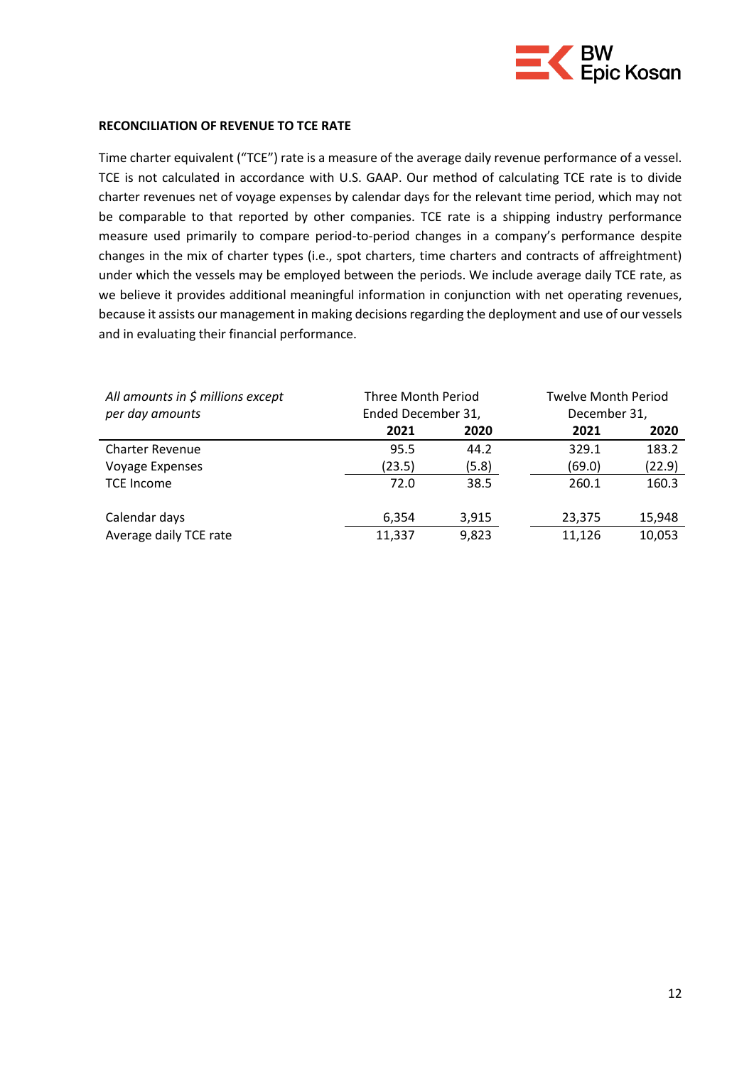**RECONCILIATION OF REVENUE TO TCE RATE**

Time charter equivalent ("TCE") rate is a measure of the average daily revenue performance of a vessel. TCE is not calculated in accordance with U.S. GAAP. Our method of calculating TCE rate is to divide charter revenues net of voyage expenses by calendar days for the relevant time period, which may not be comparable to that reported by other companies. TCE rate is a shipping industry performance measure used primarily to compare period-to-period changes in a company's performance despite changes in the mix of charter types (i.e., spot charters, time charters and contracts of affreightment) under which the vessels may be employed between the periods. We include average daily TCE rate, as we believe it provides additional meaningful information in conjunction with net operating revenues, because it assists our management in making decisions regarding the deployment and use of our vessels and in evaluating their financial performance.

| *All amounts in $ millions except per day amounts* | Three Month Period Ended December 31, | | Twelve Month Period December 31, | |
|---|---|---|---|---|
| | **2021** | **2020** | **2021** | **2020** |
| Charter Revenue | 95.5 | 44.2 | 329.1 | 183.2 |
| Voyage Expenses | (23.5) | (5.8) | (69.0) | (22.9) |
| TCE Income | 72.0 | 38.5 | 260.1 | 160.3 |
| | | | | |
| Calendar days | 6,354 | 3,915 | 23,375 | 15,948 |
| Average daily TCE rate | 11,337 | 9,823 | 11,126 | 10,053 |